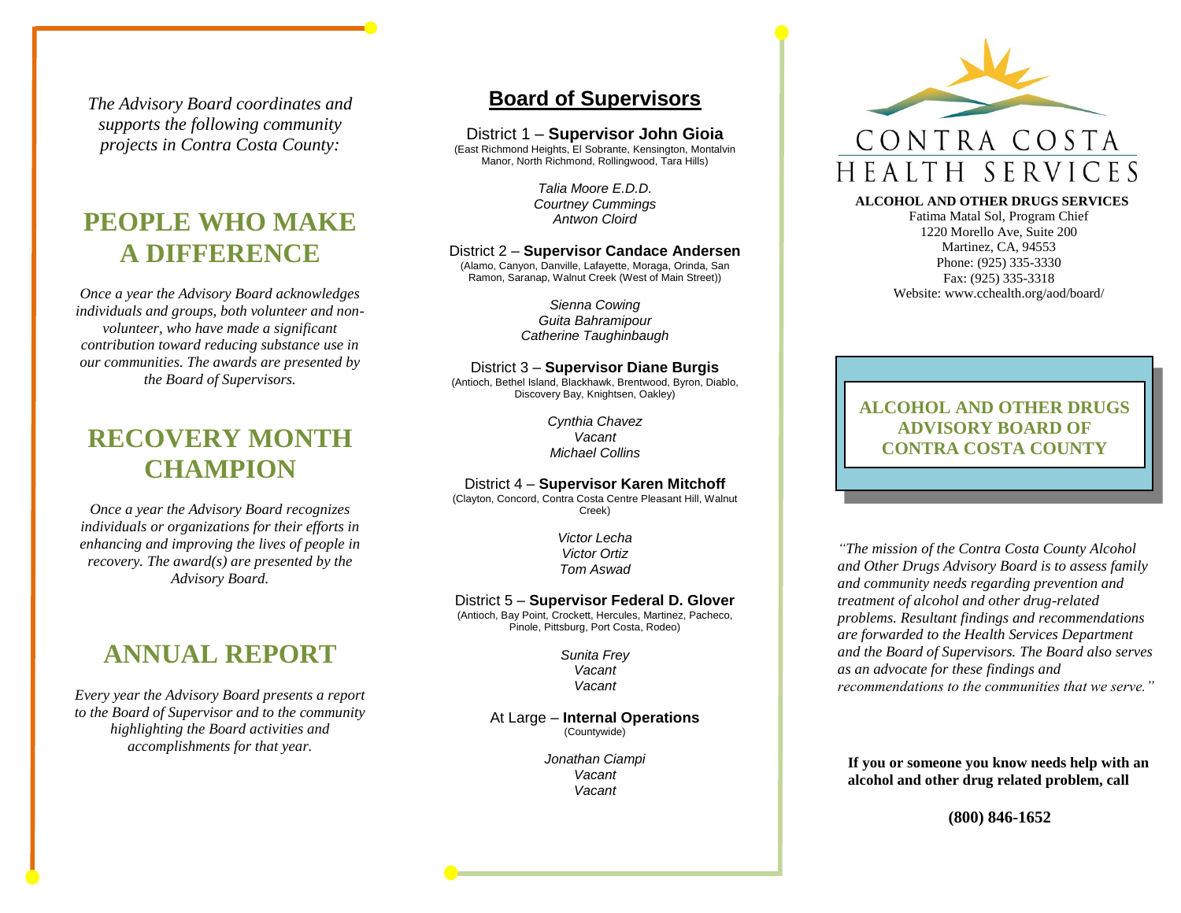*The Advisory Board coordinates and supports the following community projects in Contra Costa County:*

## PEOPLE WHO MAKE A DIFFERENCE

*Once a year the Advisory Board acknowledges individuals and groups, both volunteer and non-volunteer, who have made a significant contribution toward reducing substance use in our communities. The awards are presented by the Board of Supervisors.*

## RECOVERY MONTH CHAMPION

*Once a year the Advisory Board recognizes individuals or organizations for their efforts in enhancing and improving the lives of people in recovery. The award(s) are presented by the Advisory Board.*

## ANNUAL REPORT

*Every year the Advisory Board presents a report to the Board of Supervisor and to the community highlighting the Board activities and accomplishments for that year.*

## Board of Supervisors

District 1 – **Supervisor John Gioia**
(East Richmond Heights, El Sobrante, Kensington, Montalvin Manor, North Richmond, Rollingwood, Tara Hills)

*Talia Moore E.D.D.*
*Courtney Cummings*
*Antwon Cloird*

District 2 – **Supervisor Candace Andersen**
(Alamo, Canyon, Danville, Lafayette, Moraga, Orinda, San Ramon, Saranap, Walnut Creek (West of Main Street))

*Sienna Cowing*
*Guita Bahramipour*
*Catherine Taughinbaugh*

District 3 – **Supervisor Diane Burgis**
(Antioch, Bethel Island, Blackhawk, Brentwood, Byron, Diablo, Discovery Bay, Knightsen, Oakley)

*Cynthia Chavez*
*Vacant*
*Michael Collins*

District 4 – **Supervisor Karen Mitchoff**
(Clayton, Concord, Contra Costa Centre Pleasant Hill, Walnut Creek)

*Victor Lecha*
*Victor Ortiz*
*Tom Aswad*

District 5 – **Supervisor Federal D. Glover**
(Antioch, Bay Point, Crockett, Hercules, Martinez, Pacheco, Pinole, Pittsburg, Port Costa, Rodeo)

*Sunita Frey*
*Vacant*
*Vacant*

At Large – **Internal Operations**
(Countywide)

*Jonathan Ciampi*
*Vacant*
*Vacant*

CONTRA COSTA
HEALTH SERVICES

**ALCOHOL AND OTHER DRUGS SERVICES**
Fatima Matal Sol, Program Chief
1220 Morello Ave, Suite 200
Martinez, CA, 94553
Phone: (925) 335-3330
Fax: (925) 335-3318
Website: www.cchealth.org/aod/board/

# ALCOHOL AND OTHER DRUGS ADVISORY BOARD OF CONTRA COSTA COUNTY

*"The mission of the Contra Costa County Alcohol and Other Drugs Advisory Board is to assess family and community needs regarding prevention and treatment of alcohol and other drug-related problems. Resultant findings and recommendations are forwarded to the Health Services Department and the Board of Supervisors. The Board also serves as an advocate for these findings and recommendations to the communities that we serve."*

**If you or someone you know needs help with an alcohol and other drug related problem, call**

**(800) 846-1652**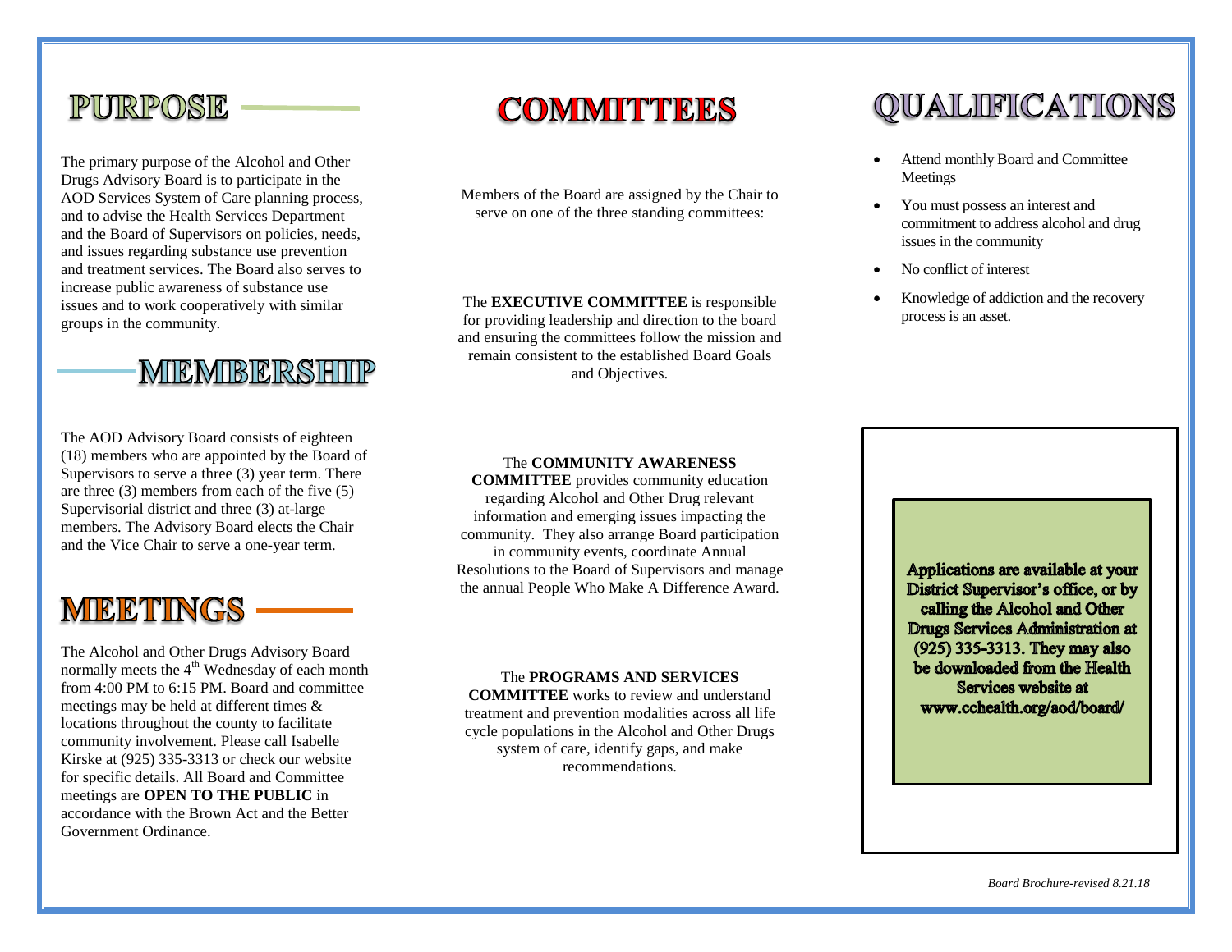# PURPOSE

The primary purpose of the Alcohol and Other Drugs Advisory Board is to participate in the AOD Services System of Care planning process, and to advise the Health Services Department and the Board of Supervisors on policies, needs, and issues regarding substance use prevention and treatment services. The Board also serves to increase public awareness of substance use issues and to work cooperatively with similar groups in the community.

# MEMBERSHIP

The AOD Advisory Board consists of eighteen (18) members who are appointed by the Board of Supervisors to serve a three (3) year term. There are three (3) members from each of the five (5) Supervisorial district and three (3) at-large members. The Advisory Board elects the Chair and the Vice Chair to serve a one-year term.

# MEETINGS

The Alcohol and Other Drugs Advisory Board normally meets the 4th Wednesday of each month from 4:00 PM to 6:15 PM. Board and committee meetings may be held at different times & locations throughout the county to facilitate community involvement. Please call Isabelle Kirske at (925) 335-3313 or check our website for specific details. All Board and Committee meetings are **OPEN TO THE PUBLIC** in accordance with the Brown Act and the Better Government Ordinance.

# COMMITTEES

Members of the Board are assigned by the Chair to serve on one of the three standing committees:

The **EXECUTIVE COMMITTEE** is responsible for providing leadership and direction to the board and ensuring the committees follow the mission and remain consistent to the established Board Goals and Objectives.

The **COMMUNITY AWARENESS COMMITTEE** provides community education regarding Alcohol and Other Drug relevant information and emerging issues impacting the community. They also arrange Board participation in community events, coordinate Annual Resolutions to the Board of Supervisors and manage the annual People Who Make A Difference Award.

The **PROGRAMS AND SERVICES COMMITTEE** works to review and understand treatment and prevention modalities across all life cycle populations in the Alcohol and Other Drugs system of care, identify gaps, and make recommendations.

# QUALIFICATIONS

- Attend monthly Board and Committee Meetings
- You must possess an interest and commitment to address alcohol and drug issues in the community
- No conflict of interest
- Knowledge of addiction and the recovery process is an asset.

**Applications are available at your District Supervisor's office, or by calling the Alcohol and Other Drugs Services Administration at (925) 335-3313. They may also be downloaded from the Health Services website at www.cchealth.org/aod/board/**

*Board Brochure-revised 8.21.18*